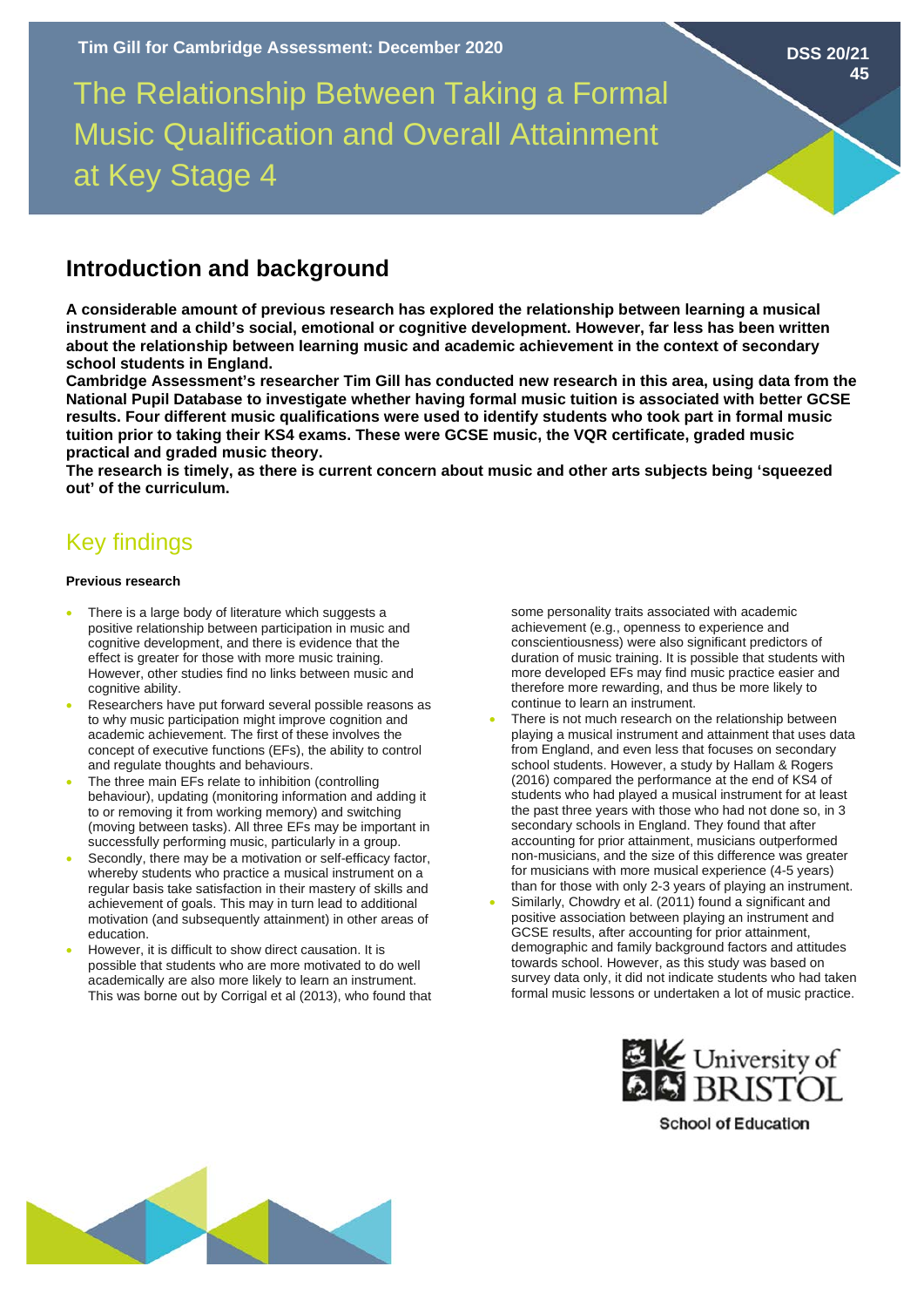Tim Gill for Cambridge Assessment: December 2020

DSS 20/21 45

# The Relationship Between Taking a Formal Music Qualification and Overall Attainment at Key Stage 4

## Introduction and background

**A considerable amount of previous research has explored the relationship between learning a musical instrument and a child's social, emotional or cognitive development. However, far less has been written about the relationship between learning music and academic achievement in the context of secondary school students in England.**

**Cambridge Assessment's researcher Tim Gill has conducted new research in this area, using data from the National Pupil Database to investigate whether having formal music tuition is associated with better GCSE results. Four different music qualifications were used to identify students who took part in formal music tuition prior to taking their KS4 exams. These were GCSE music, the VQR certificate, graded music practical and graded music theory.**

**The research is timely, as there is current concern about music and other arts subjects being 'squeezed out' of the curriculum.**

## Key findings

#### Previous research

- There is a large body of literature which suggests a positive relationship between participation in music and cognitive development, and there is evidence that the effect is greater for those with more music training. However, other studies find no links between music and cognitive ability.
- Researchers have put forward several possible reasons as to why music participation might improve cognition and academic achievement. The first of these involves the concept of executive functions (EFs), the ability to control and regulate thoughts and behaviours.
- The three main EFs relate to inhibition (controlling behaviour), updating (monitoring information and adding it to or removing it from working memory) and switching (moving between tasks). All three EFs may be important in successfully performing music, particularly in a group.
- Secondly, there may be a motivation or self-efficacy factor, whereby students who practice a musical instrument on a regular basis take satisfaction in their mastery of skills and achievement of goals. This may in turn lead to additional motivation (and subsequently attainment) in other areas of education.
- However, it is difficult to show direct causation. It is possible that students who are more motivated to do well academically are also more likely to learn an instrument. This was borne out by Corrigal et al (2013), who found that some personality traits associated with academic achievement (e.g., openness to experience and conscientiousness) were also significant predictors of duration of music training. It is possible that students with more developed EFs may find music practice easier and therefore more rewarding, and thus be more likely to continue to learn an instrument.
- There is not much research on the relationship between playing a musical instrument and attainment that uses data from England, and even less that focuses on secondary school students. However, a study by Hallam & Rogers (2016) compared the performance at the end of KS4 of students who had played a musical instrument for at least the past three years with those who had not done so, in 3 secondary schools in England. They found that after accounting for prior attainment, musicians outperformed non-musicians, and the size of this difference was greater for musicians with more musical experience (4-5 years) than for those with only 2-3 years of playing an instrument.
- Similarly, Chowdry et al. (2011) found a significant and positive association between playing an instrument and GCSE results, after accounting for prior attainment, demographic and family background factors and attitudes towards school. However, as this study was based on survey data only, it did not indicate students who had taken formal music lessons or undertaken a lot of music practice.

University of Bristol
School of Education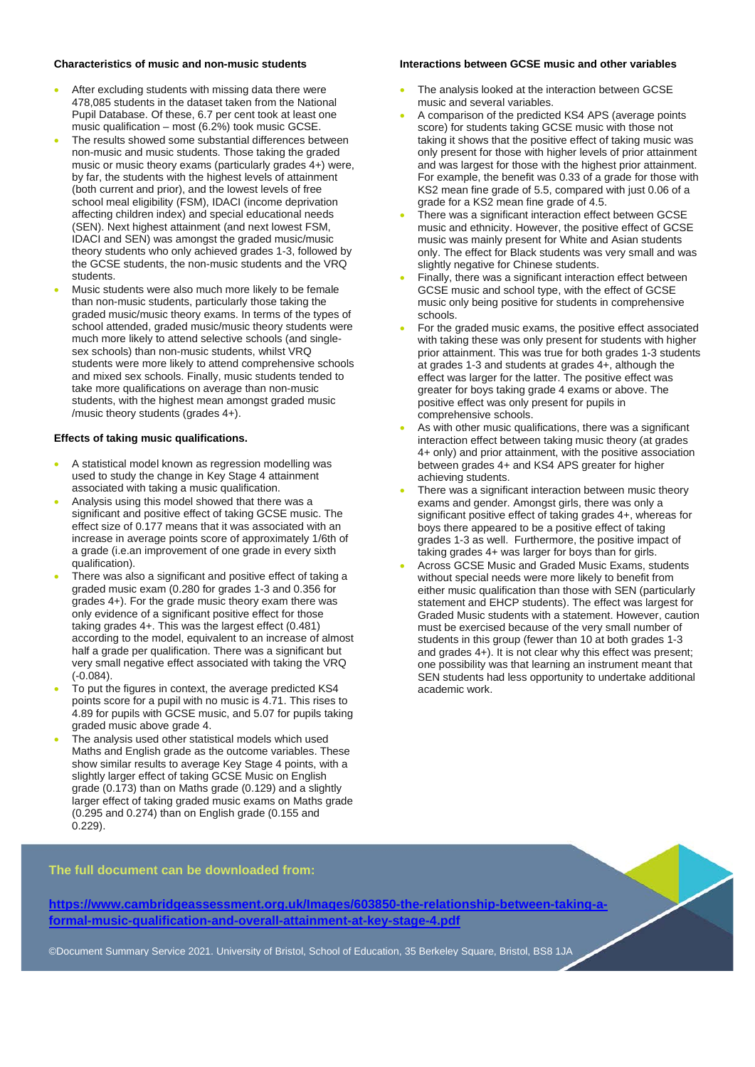### Characteristics of music and non-music students

- After excluding students with missing data there were 478,085 students in the dataset taken from the National Pupil Database. Of these, 6.7 per cent took at least one music qualification – most (6.2%) took music GCSE.
- The results showed some substantial differences between non-music and music students. Those taking the graded music or music theory exams (particularly grades 4+) were, by far, the students with the highest levels of attainment (both current and prior), and the lowest levels of free school meal eligibility (FSM), IDACI (income deprivation affecting children index) and special educational needs (SEN). Next highest attainment (and next lowest FSM, IDACI and SEN) was amongst the graded music/music theory students who only achieved grades 1-3, followed by the GCSE students, the non-music students and the VRQ students.
- Music students were also much more likely to be female than non-music students, particularly those taking the graded music/music theory exams. In terms of the types of school attended, graded music/music theory students were much more likely to attend selective schools (and single-sex schools) than non-music students, whilst VRQ students were more likely to attend comprehensive schools and mixed sex schools. Finally, music students tended to take more qualifications on average than non-music students, with the highest mean amongst graded music /music theory students (grades 4+).

### Effects of taking music qualifications.

- A statistical model known as regression modelling was used to study the change in Key Stage 4 attainment associated with taking a music qualification.
- Analysis using this model showed that there was a significant and positive effect of taking GCSE music. The effect size of 0.177 means that it was associated with an increase in average points score of approximately 1/6th of a grade (i.e.an improvement of one grade in every sixth qualification).
- There was also a significant and positive effect of taking a graded music exam (0.280 for grades 1-3 and 0.356 for grades 4+). For the grade music theory exam there was only evidence of a significant positive effect for those taking grades 4+. This was the largest effect (0.481) according to the model, equivalent to an increase of almost half a grade per qualification. There was a significant but very small negative effect associated with taking the VRQ (-0.084).
- To put the figures in context, the average predicted KS4 points score for a pupil with no music is 4.71. This rises to 4.89 for pupils with GCSE music, and 5.07 for pupils taking graded music above grade 4.
- The analysis used other statistical models which used Maths and English grade as the outcome variables. These show similar results to average Key Stage 4 points, with a slightly larger effect of taking GCSE Music on English grade (0.173) than on Maths grade (0.129) and a slightly larger effect of taking graded music exams on Maths grade (0.295 and 0.274) than on English grade (0.155 and 0.229).

### Interactions between GCSE music and other variables

- The analysis looked at the interaction between GCSE music and several variables.
- A comparison of the predicted KS4 APS (average points score) for students taking GCSE music with those not taking it shows that the positive effect of taking music was only present for those with higher levels of prior attainment and was largest for those with the highest prior attainment. For example, the benefit was 0.33 of a grade for those with KS2 mean fine grade of 5.5, compared with just 0.06 of a grade for a KS2 mean fine grade of 4.5.
- There was a significant interaction effect between GCSE music and ethnicity. However, the positive effect of GCSE music was mainly present for White and Asian students only. The effect for Black students was very small and was slightly negative for Chinese students.
- Finally, there was a significant interaction effect between GCSE music and school type, with the effect of GCSE music only being positive for students in comprehensive schools.
- For the graded music exams, the positive effect associated with taking these was only present for students with higher prior attainment. This was true for both grades 1-3 students at grades 1-3 and students at grades 4+, although the effect was larger for the latter. The positive effect was greater for boys taking grade 4 exams or above. The positive effect was only present for pupils in comprehensive schools.
- As with other music qualifications, there was a significant interaction effect between taking music theory (at grades 4+ only) and prior attainment, with the positive association between grades 4+ and KS4 APS greater for higher achieving students.
- There was a significant interaction between music theory exams and gender. Amongst girls, there was only a significant positive effect of taking grades 4+, whereas for boys there appeared to be a positive effect of taking grades 1-3 as well. Furthermore, the positive impact of taking grades 4+ was larger for boys than for girls.
- Across GCSE Music and Graded Music Exams, students without special needs were more likely to benefit from either music qualification than those with SEN (particularly statement and EHCP students). The effect was largest for Graded Music students with a statement. However, caution must be exercised because of the very small number of students in this group (fewer than 10 at both grades 1-3 and grades 4+). It is not clear why this effect was present; one possibility was that learning an instrument meant that SEN students had less opportunity to undertake additional academic work.

**The full document can be downloaded from:**

[https://www.cambridgeassessment.org.uk/Images/603850-the-relationship-between-taking-a-formal-music-qualification-and-overall-attainment-at-key-stage-4.pdf](https://www.cambridgeassessment.org.uk/Images/603850-the-relationship-between-taking-a-formal-music-qualification-and-overall-attainment-at-key-stage-4.pdf)

©Document Summary Service 2021. University of Bristol, School of Education, 35 Berkeley Square, Bristol, BS8 1JA